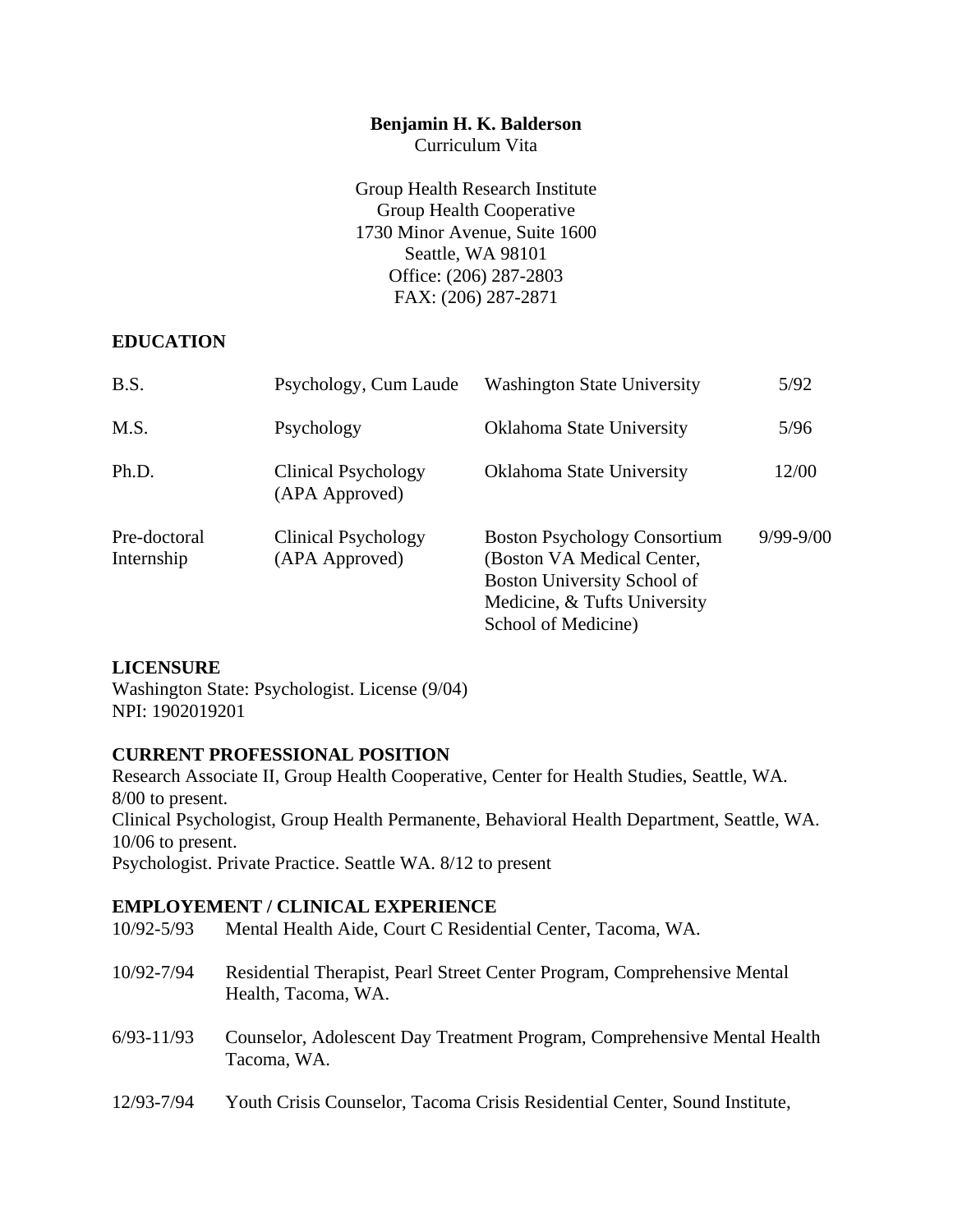**Benjamin H. K. Balderson**
Curriculum Vita

Group Health Research Institute
Group Health Cooperative
1730 Minor Avenue, Suite 1600
Seattle, WA 98101
Office: (206) 287-2803
FAX: (206) 287-2871

## EDUCATION

| | | | |
|---|---|---|---|
| B.S. | Psychology, Cum Laude | Washington State University | 5/92 |
| M.S. | Psychology | Oklahoma State University | 5/96 |
| Ph.D. | Clinical Psychology (APA Approved) | Oklahoma State University | 12/00 |
| Pre-doctoral Internship | Clinical Psychology (APA Approved) | Boston Psychology Consortium (Boston VA Medical Center, Boston University School of Medicine, & Tufts University School of Medicine) | 9/99-9/00 |

## LICENSURE

Washington State: Psychologist. License (9/04)
NPI: 1902019201

## CURRENT PROFESSIONAL POSITION

Research Associate II, Group Health Cooperative, Center for Health Studies, Seattle, WA. 8/00 to present.
Clinical Psychologist, Group Health Permanente, Behavioral Health Department, Seattle, WA. 10/06 to present.
Psychologist. Private Practice. Seattle WA. 8/12 to present

## EMPLOYEMENT / CLINICAL EXPERIENCE

10/92-5/93 Mental Health Aide, Court C Residential Center, Tacoma, WA.

10/92-7/94 Residential Therapist, Pearl Street Center Program, Comprehensive Mental Health, Tacoma, WA.

6/93-11/93 Counselor, Adolescent Day Treatment Program, Comprehensive Mental Health Tacoma, WA.

12/93-7/94 Youth Crisis Counselor, Tacoma Crisis Residential Center, Sound Institute,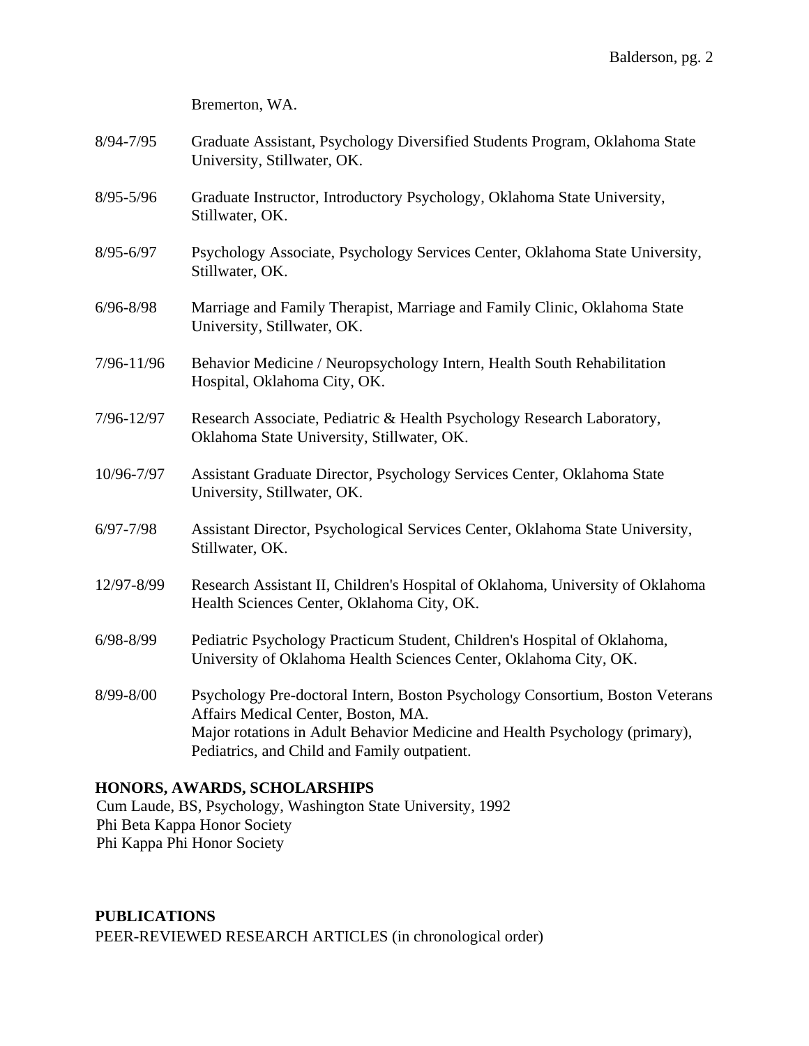Bremerton, WA.

8/94-7/95 Graduate Assistant, Psychology Diversified Students Program, Oklahoma State University, Stillwater, OK.

8/95-5/96 Graduate Instructor, Introductory Psychology, Oklahoma State University, Stillwater, OK.

8/95-6/97 Psychology Associate, Psychology Services Center, Oklahoma State University, Stillwater, OK.

6/96-8/98 Marriage and Family Therapist, Marriage and Family Clinic, Oklahoma State University, Stillwater, OK.

7/96-11/96 Behavior Medicine / Neuropsychology Intern, Health South Rehabilitation Hospital, Oklahoma City, OK.

7/96-12/97 Research Associate, Pediatric & Health Psychology Research Laboratory, Oklahoma State University, Stillwater, OK.

10/96-7/97 Assistant Graduate Director, Psychology Services Center, Oklahoma State University, Stillwater, OK.

6/97-7/98 Assistant Director, Psychological Services Center, Oklahoma State University, Stillwater, OK.

12/97-8/99 Research Assistant II, Children's Hospital of Oklahoma, University of Oklahoma Health Sciences Center, Oklahoma City, OK.

6/98-8/99 Pediatric Psychology Practicum Student, Children's Hospital of Oklahoma, University of Oklahoma Health Sciences Center, Oklahoma City, OK.

8/99-8/00 Psychology Pre-doctoral Intern, Boston Psychology Consortium, Boston Veterans Affairs Medical Center, Boston, MA.
Major rotations in Adult Behavior Medicine and Health Psychology (primary), Pediatrics, and Child and Family outpatient.

## HONORS, AWARDS, SCHOLARSHIPS

Cum Laude, BS, Psychology, Washington State University, 1992
Phi Beta Kappa Honor Society
Phi Kappa Phi Honor Society

## PUBLICATIONS

PEER-REVIEWED RESEARCH ARTICLES (in chronological order)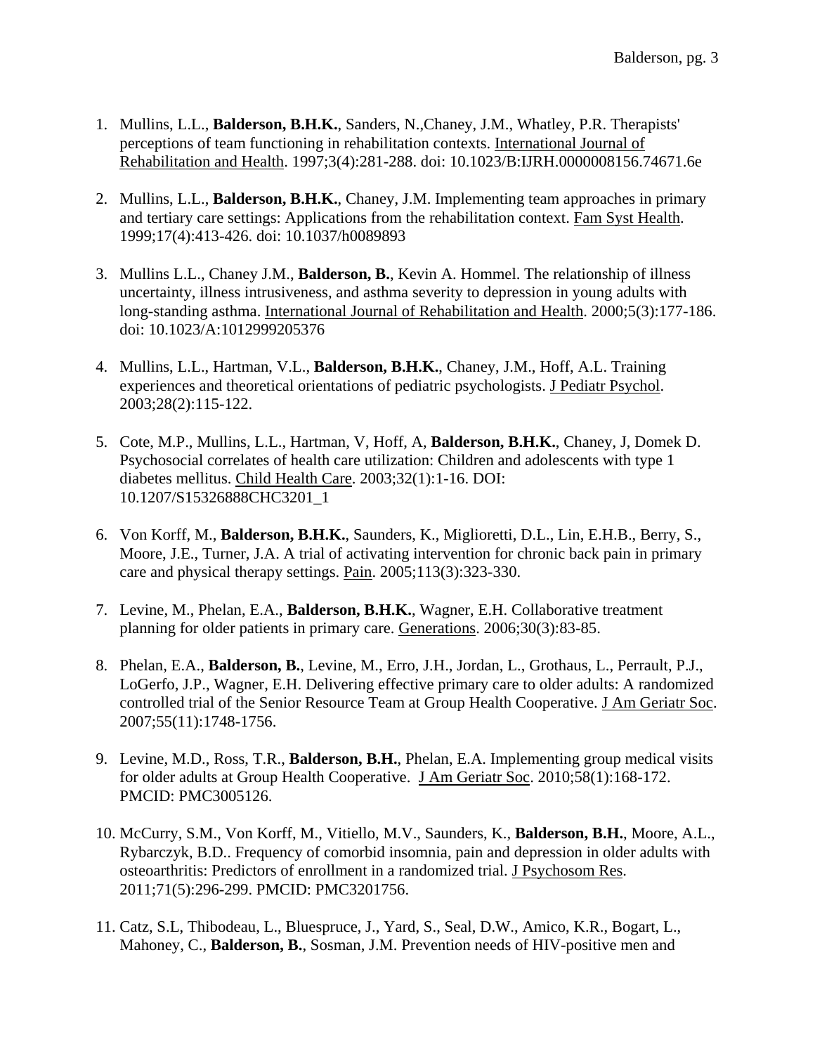1. Mullins, L.L., **Balderson, B.H.K.**, Sanders, N.,Chaney, J.M., Whatley, P.R. Therapists' perceptions of team functioning in rehabilitation contexts. International Journal of Rehabilitation and Health. 1997;3(4):281-288. doi: 10.1023/B:IJRH.0000008156.74671.6e

2. Mullins, L.L., **Balderson, B.H.K.**, Chaney, J.M. Implementing team approaches in primary and tertiary care settings: Applications from the rehabilitation context. Fam Syst Health. 1999;17(4):413-426. doi: 10.1037/h0089893

3. Mullins L.L., Chaney J.M., **Balderson, B.**, Kevin A. Hommel. The relationship of illness uncertainty, illness intrusiveness, and asthma severity to depression in young adults with long-standing asthma. International Journal of Rehabilitation and Health. 2000;5(3):177-186. doi: 10.1023/A:1012999205376

4. Mullins, L.L., Hartman, V.L., **Balderson, B.H.K.**, Chaney, J.M., Hoff, A.L. Training experiences and theoretical orientations of pediatric psychologists. J Pediatr Psychol. 2003;28(2):115-122.

5. Cote, M.P., Mullins, L.L., Hartman, V, Hoff, A, **Balderson, B.H.K.**, Chaney, J, Domek D. Psychosocial correlates of health care utilization: Children and adolescents with type 1 diabetes mellitus. Child Health Care. 2003;32(1):1-16. DOI: 10.1207/S15326888CHC3201_1

6. Von Korff, M., **Balderson, B.H.K.**, Saunders, K., Miglioretti, D.L., Lin, E.H.B., Berry, S., Moore, J.E., Turner, J.A. A trial of activating intervention for chronic back pain in primary care and physical therapy settings. Pain. 2005;113(3):323-330.

7. Levine, M., Phelan, E.A., **Balderson, B.H.K.**, Wagner, E.H. Collaborative treatment planning for older patients in primary care. Generations. 2006;30(3):83-85.

8. Phelan, E.A., **Balderson, B.**, Levine, M., Erro, J.H., Jordan, L., Grothaus, L., Perrault, P.J., LoGerfo, J.P., Wagner, E.H. Delivering effective primary care to older adults: A randomized controlled trial of the Senior Resource Team at Group Health Cooperative. J Am Geriatr Soc. 2007;55(11):1748-1756.

9. Levine, M.D., Ross, T.R., **Balderson, B.H.**, Phelan, E.A. Implementing group medical visits for older adults at Group Health Cooperative. J Am Geriatr Soc. 2010;58(1):168-172. PMCID: PMC3005126.

10. McCurry, S.M., Von Korff, M., Vitiello, M.V., Saunders, K., **Balderson, B.H.**, Moore, A.L., Rybarczyk, B.D.. Frequency of comorbid insomnia, pain and depression in older adults with osteoarthritis: Predictors of enrollment in a randomized trial. J Psychosom Res. 2011;71(5):296-299. PMCID: PMC3201756.

11. Catz, S.L, Thibodeau, L., Bluespruce, J., Yard, S., Seal, D.W., Amico, K.R., Bogart, L., Mahoney, C., **Balderson, B.**, Sosman, J.M. Prevention needs of HIV-positive men and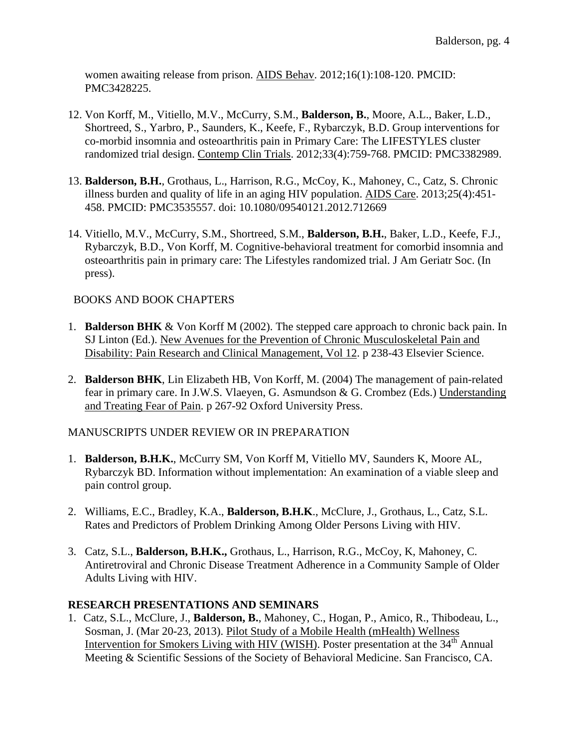women awaiting release from prison. AIDS Behav. 2012;16(1):108-120. PMCID: PMC3428225.

12. Von Korff, M., Vitiello, M.V., McCurry, S.M., **Balderson, B.**, Moore, A.L., Baker, L.D., Shortreed, S., Yarbro, P., Saunders, K., Keefe, F., Rybarczyk, B.D. Group interventions for co-morbid insomnia and osteoarthritis pain in Primary Care: The LIFESTYLES cluster randomized trial design. Contemp Clin Trials. 2012;33(4):759-768. PMCID: PMC3382989.

13. **Balderson, B.H.**, Grothaus, L., Harrison, R.G., McCoy, K., Mahoney, C., Catz, S. Chronic illness burden and quality of life in an aging HIV population. AIDS Care. 2013;25(4):451-458. PMCID: PMC3535557. doi: 10.1080/09540121.2012.712669

14. Vitiello, M.V., McCurry, S.M., Shortreed, S.M., **Balderson, B.H.**, Baker, L.D., Keefe, F.J., Rybarczyk, B.D., Von Korff, M. Cognitive-behavioral treatment for comorbid insomnia and osteoarthritis pain in primary care: The Lifestyles randomized trial. J Am Geriatr Soc. (In press).

BOOKS AND BOOK CHAPTERS

1. **Balderson BHK** & Von Korff M (2002). The stepped care approach to chronic back pain. In SJ Linton (Ed.). New Avenues for the Prevention of Chronic Musculoskeletal Pain and Disability: Pain Research and Clinical Management, Vol 12. p 238-43 Elsevier Science.

2. **Balderson BHK**, Lin Elizabeth HB, Von Korff, M. (2004) The management of pain-related fear in primary care. In J.W.S. Vlaeyen, G. Asmundson & G. Crombez (Eds.) Understanding and Treating Fear of Pain. p 267-92 Oxford University Press.

MANUSCRIPTS UNDER REVIEW OR IN PREPARATION

1. **Balderson, B.H.K.**, McCurry SM, Von Korff M, Vitiello MV, Saunders K, Moore AL, Rybarczyk BD. Information without implementation: An examination of a viable sleep and pain control group.

2. Williams, E.C., Bradley, K.A., **Balderson, B.H.K**., McClure, J., Grothaus, L., Catz, S.L. Rates and Predictors of Problem Drinking Among Older Persons Living with HIV.

3. Catz, S.L., **Balderson, B.H.K.,** Grothaus, L., Harrison, R.G., McCoy, K, Mahoney, C. Antiretroviral and Chronic Disease Treatment Adherence in a Community Sample of Older Adults Living with HIV.

**RESEARCH PRESENTATIONS AND SEMINARS**

1. Catz, S.L., McClure, J., **Balderson, B.**, Mahoney, C., Hogan, P., Amico, R., Thibodeau, L., Sosman, J. (Mar 20-23, 2013). Pilot Study of a Mobile Health (mHealth) Wellness Intervention for Smokers Living with HIV (WISH). Poster presentation at the 34th Annual Meeting & Scientific Sessions of the Society of Behavioral Medicine. San Francisco, CA.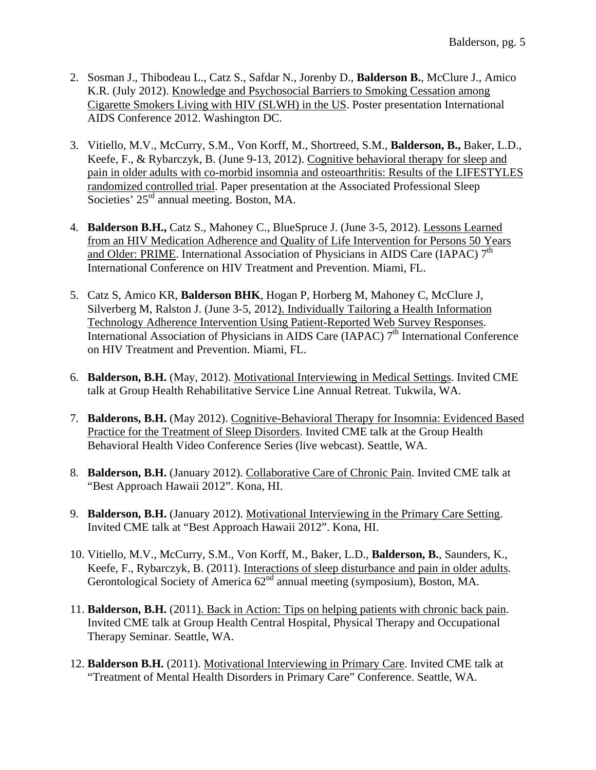2. Sosman J., Thibodeau L., Catz S., Safdar N., Jorenby D., **Balderson B.**, McClure J., Amico K.R. (July 2012). Knowledge and Psychosocial Barriers to Smoking Cessation among Cigarette Smokers Living with HIV (SLWH) in the US. Poster presentation International AIDS Conference 2012. Washington DC.

3. Vitiello, M.V., McCurry, S.M., Von Korff, M., Shortreed, S.M., **Balderson, B.,** Baker, L.D., Keefe, F., & Rybarczyk, B. (June 9-13, 2012). Cognitive behavioral therapy for sleep and pain in older adults with co-morbid insomnia and osteoarthritis: Results of the LIFESTYLES randomized controlled trial. Paper presentation at the Associated Professional Sleep Societies' 25rd annual meeting. Boston, MA.

4. **Balderson B.H.,** Catz S., Mahoney C., BlueSpruce J. (June 3-5, 2012). Lessons Learned from an HIV Medication Adherence and Quality of Life Intervention for Persons 50 Years and Older: PRIME. International Association of Physicians in AIDS Care (IAPAC) 7th International Conference on HIV Treatment and Prevention. Miami, FL.

5. Catz S, Amico KR, **Balderson BHK**, Hogan P, Horberg M, Mahoney C, McClure J, Silverberg M, Ralston J. (June 3-5, 2012). Individually Tailoring a Health Information Technology Adherence Intervention Using Patient-Reported Web Survey Responses. International Association of Physicians in AIDS Care (IAPAC) 7th International Conference on HIV Treatment and Prevention. Miami, FL.

6. **Balderson, B.H.** (May, 2012). Motivational Interviewing in Medical Settings. Invited CME talk at Group Health Rehabilitative Service Line Annual Retreat. Tukwila, WA.

7. **Balderons, B.H.** (May 2012). Cognitive-Behavioral Therapy for Insomnia: Evidenced Based Practice for the Treatment of Sleep Disorders. Invited CME talk at the Group Health Behavioral Health Video Conference Series (live webcast). Seattle, WA.

8. **Balderson, B.H.** (January 2012). Collaborative Care of Chronic Pain. Invited CME talk at "Best Approach Hawaii 2012". Kona, HI.

9. **Balderson, B.H.** (January 2012). Motivational Interviewing in the Primary Care Setting. Invited CME talk at "Best Approach Hawaii 2012". Kona, HI.

10. Vitiello, M.V., McCurry, S.M., Von Korff, M., Baker, L.D., **Balderson, B.**, Saunders, K., Keefe, F., Rybarczyk, B. (2011). Interactions of sleep disturbance and pain in older adults. Gerontological Society of America 62nd annual meeting (symposium), Boston, MA.

11. **Balderson, B.H.** (2011). Back in Action: Tips on helping patients with chronic back pain. Invited CME talk at Group Health Central Hospital, Physical Therapy and Occupational Therapy Seminar. Seattle, WA.

12. **Balderson B.H.** (2011). Motivational Interviewing in Primary Care. Invited CME talk at "Treatment of Mental Health Disorders in Primary Care" Conference. Seattle, WA.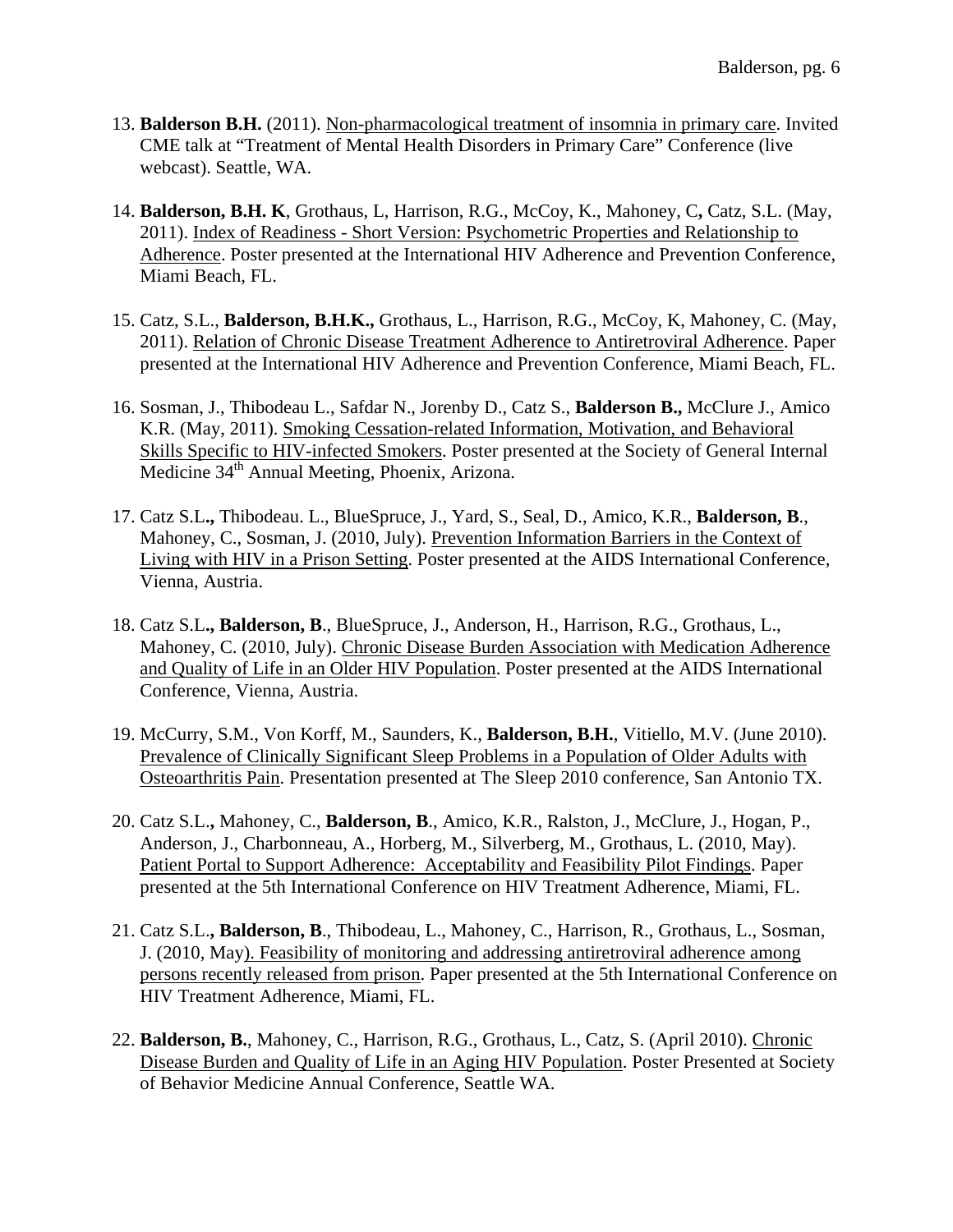13. **Balderson B.H.** (2011). <u>Non-pharmacological treatment of insomnia in primary care</u>. Invited CME talk at "Treatment of Mental Health Disorders in Primary Care" Conference (live webcast). Seattle, WA.

14. **Balderson, B.H. K**, Grothaus, L, Harrison, R.G., McCoy, K., Mahoney, C**,** Catz, S.L. (May, 2011). <u>Index of Readiness - Short Version: Psychometric Properties and Relationship to Adherence</u>. Poster presented at the International HIV Adherence and Prevention Conference, Miami Beach, FL.

15. Catz, S.L., **Balderson, B.H.K.,** Grothaus, L., Harrison, R.G., McCoy, K, Mahoney, C. (May, 2011). <u>Relation of Chronic Disease Treatment Adherence to Antiretroviral Adherence</u>. Paper presented at the International HIV Adherence and Prevention Conference, Miami Beach, FL.

16. Sosman, J., Thibodeau L., Safdar N., Jorenby D., Catz S., **Balderson B.,** McClure J., Amico K.R. (May, 2011). <u>Smoking Cessation-related Information, Motivation, and Behavioral Skills Specific to HIV-infected Smokers</u>. Poster presented at the Society of General Internal Medicine 34th Annual Meeting, Phoenix, Arizona.

17. Catz S.L**.,** Thibodeau. L., BlueSpruce, J., Yard, S., Seal, D., Amico, K.R., **Balderson, B**., Mahoney, C., Sosman, J. (2010, July). <u>Prevention Information Barriers in the Context of Living with HIV in a Prison Setting</u>. Poster presented at the AIDS International Conference, Vienna, Austria.

18. Catz S.L**., Balderson, B**., BlueSpruce, J., Anderson, H., Harrison, R.G., Grothaus, L., Mahoney, C. (2010, July). <u>Chronic Disease Burden Association with Medication Adherence and Quality of Life in an Older HIV Population</u>. Poster presented at the AIDS International Conference, Vienna, Austria.

19. McCurry, S.M., Von Korff, M., Saunders, K., **Balderson, B.H.**, Vitiello, M.V. (June 2010). <u>Prevalence of Clinically Significant Sleep Problems in a Population of Older Adults with Osteoarthritis Pain</u>. Presentation presented at The Sleep 2010 conference, San Antonio TX.

20. Catz S.L**.,** Mahoney, C., **Balderson, B**., Amico, K.R., Ralston, J., McClure, J., Hogan, P., Anderson, J., Charbonneau, A., Horberg, M., Silverberg, M., Grothaus, L. (2010, May). <u>Patient Portal to Support Adherence: Acceptability and Feasibility Pilot Findings</u>. Paper presented at the 5th International Conference on HIV Treatment Adherence, Miami, FL.

21. Catz S.L**., Balderson, B**., Thibodeau, L., Mahoney, C., Harrison, R., Grothaus, L., Sosman, J. (2010, May<u>). Feasibility of monitoring and addressing antiretroviral adherence among persons recently released from prison</u>. Paper presented at the 5th International Conference on HIV Treatment Adherence, Miami, FL.

22. **Balderson, B.**, Mahoney, C., Harrison, R.G., Grothaus, L., Catz, S. (April 2010). <u>Chronic Disease Burden and Quality of Life in an Aging HIV Population</u>. Poster Presented at Society of Behavior Medicine Annual Conference, Seattle WA.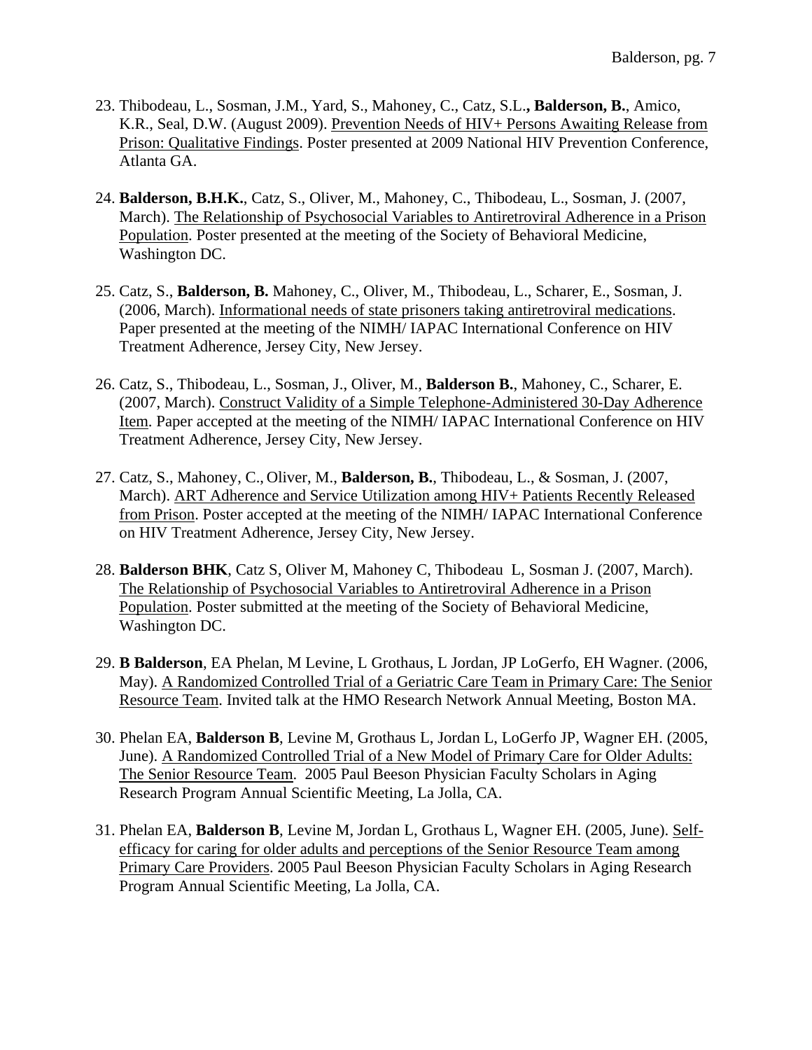23. Thibodeau, L., Sosman, J.M., Yard, S., Mahoney, C., Catz, S.L.**, Balderson, B.**, Amico, K.R., Seal, D.W. (August 2009). <u>Prevention Needs of HIV+ Persons Awaiting Release from Prison: Qualitative Findings</u>. Poster presented at 2009 National HIV Prevention Conference, Atlanta GA.

24. **Balderson, B.H.K.**, Catz, S., Oliver, M., Mahoney, C., Thibodeau, L., Sosman, J. (2007, March). <u>The Relationship of Psychosocial Variables to Antiretroviral Adherence in a Prison Population</u>. Poster presented at the meeting of the Society of Behavioral Medicine, Washington DC.

25. Catz, S., **Balderson, B.** Mahoney, C., Oliver, M., Thibodeau, L., Scharer, E., Sosman, J. (2006, March). <u>Informational needs of state prisoners taking antiretroviral medications</u>. Paper presented at the meeting of the NIMH/ IAPAC International Conference on HIV Treatment Adherence, Jersey City, New Jersey.

26. Catz, S., Thibodeau, L., Sosman, J., Oliver, M., **Balderson B.**, Mahoney, C., Scharer, E. (2007, March). <u>Construct Validity of a Simple Telephone-Administered 30-Day Adherence Item</u>. Paper accepted at the meeting of the NIMH/ IAPAC International Conference on HIV Treatment Adherence, Jersey City, New Jersey.

27. Catz, S., Mahoney, C., Oliver, M., **Balderson, B.**, Thibodeau, L., & Sosman, J. (2007, March). <u>ART Adherence and Service Utilization among HIV+ Patients Recently Released from Prison</u>. Poster accepted at the meeting of the NIMH/ IAPAC International Conference on HIV Treatment Adherence, Jersey City, New Jersey.

28. **Balderson BHK**, Catz S, Oliver M, Mahoney C, Thibodeau L, Sosman J. (2007, March). <u>The Relationship of Psychosocial Variables to Antiretroviral Adherence in a Prison Population</u>. Poster submitted at the meeting of the Society of Behavioral Medicine, Washington DC.

29. **B Balderson**, EA Phelan, M Levine, L Grothaus, L Jordan, JP LoGerfo, EH Wagner. (2006, May). <u>A Randomized Controlled Trial of a Geriatric Care Team in Primary Care: The Senior Resource Team</u>. Invited talk at the HMO Research Network Annual Meeting, Boston MA.

30. Phelan EA, **Balderson B**, Levine M, Grothaus L, Jordan L, LoGerfo JP, Wagner EH. (2005, June). <u>A Randomized Controlled Trial of a New Model of Primary Care for Older Adults: The Senior Resource Team</u>. 2005 Paul Beeson Physician Faculty Scholars in Aging Research Program Annual Scientific Meeting, La Jolla, CA.

31. Phelan EA, **Balderson B**, Levine M, Jordan L, Grothaus L, Wagner EH. (2005, June). <u>Self-efficacy for caring for older adults and perceptions of the Senior Resource Team among Primary Care Providers</u>. 2005 Paul Beeson Physician Faculty Scholars in Aging Research Program Annual Scientific Meeting, La Jolla, CA.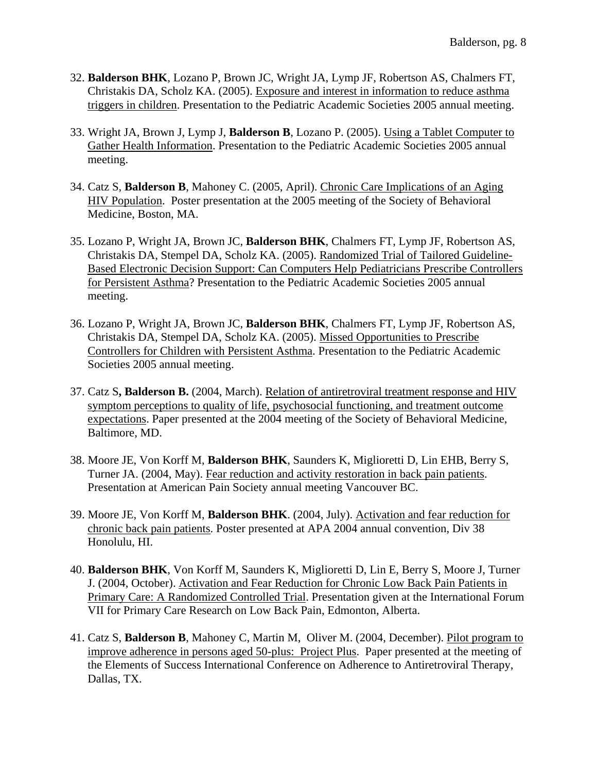32. **Balderson BHK**, Lozano P, Brown JC, Wright JA, Lymp JF, Robertson AS, Chalmers FT, Christakis DA, Scholz KA. (2005). Exposure and interest in information to reduce asthma triggers in children. Presentation to the Pediatric Academic Societies 2005 annual meeting.

33. Wright JA, Brown J, Lymp J, **Balderson B**, Lozano P. (2005). Using a Tablet Computer to Gather Health Information. Presentation to the Pediatric Academic Societies 2005 annual meeting.

34. Catz S, **Balderson B**, Mahoney C. (2005, April). Chronic Care Implications of an Aging HIV Population. Poster presentation at the 2005 meeting of the Society of Behavioral Medicine, Boston, MA.

35. Lozano P, Wright JA, Brown JC, **Balderson BHK**, Chalmers FT, Lymp JF, Robertson AS, Christakis DA, Stempel DA, Scholz KA. (2005). Randomized Trial of Tailored Guideline-Based Electronic Decision Support: Can Computers Help Pediatricians Prescribe Controllers for Persistent Asthma? Presentation to the Pediatric Academic Societies 2005 annual meeting.

36. Lozano P, Wright JA, Brown JC, **Balderson BHK**, Chalmers FT, Lymp JF, Robertson AS, Christakis DA, Stempel DA, Scholz KA. (2005). Missed Opportunities to Prescribe Controllers for Children with Persistent Asthma. Presentation to the Pediatric Academic Societies 2005 annual meeting.

37. Catz S**, Balderson B.** (2004, March). Relation of antiretroviral treatment response and HIV symptom perceptions to quality of life, psychosocial functioning, and treatment outcome expectations. Paper presented at the 2004 meeting of the Society of Behavioral Medicine, Baltimore, MD.

38. Moore JE, Von Korff M, **Balderson BHK**, Saunders K, Miglioretti D, Lin EHB, Berry S, Turner JA. (2004, May). Fear reduction and activity restoration in back pain patients. Presentation at American Pain Society annual meeting Vancouver BC.

39. Moore JE, Von Korff M, **Balderson BHK**. (2004, July). Activation and fear reduction for chronic back pain patients. Poster presented at APA 2004 annual convention, Div 38 Honolulu, HI.

40. **Balderson BHK**, Von Korff M, Saunders K, Miglioretti D, Lin E, Berry S, Moore J, Turner J. (2004, October). Activation and Fear Reduction for Chronic Low Back Pain Patients in Primary Care: A Randomized Controlled Trial. Presentation given at the International Forum VII for Primary Care Research on Low Back Pain, Edmonton, Alberta.

41. Catz S, **Balderson B**, Mahoney C, Martin M, Oliver M. (2004, December). Pilot program to improve adherence in persons aged 50-plus: Project Plus. Paper presented at the meeting of the Elements of Success International Conference on Adherence to Antiretroviral Therapy, Dallas, TX.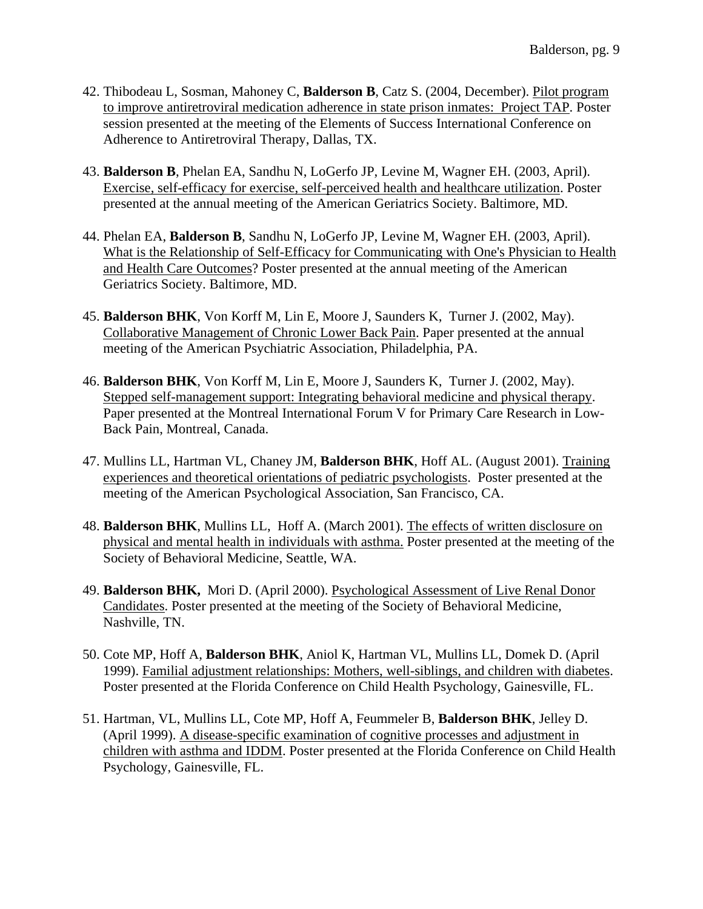42. Thibodeau L, Sosman, Mahoney C, **Balderson B**, Catz S. (2004, December). <u>Pilot program to improve antiretroviral medication adherence in state prison inmates: Project TAP</u>. Poster session presented at the meeting of the Elements of Success International Conference on Adherence to Antiretroviral Therapy, Dallas, TX.

43. **Balderson B**, Phelan EA, Sandhu N, LoGerfo JP, Levine M, Wagner EH. (2003, April). <u>Exercise, self-efficacy for exercise, self-perceived health and healthcare utilization</u>. Poster presented at the annual meeting of the American Geriatrics Society. Baltimore, MD.

44. Phelan EA, **Balderson B**, Sandhu N, LoGerfo JP, Levine M, Wagner EH. (2003, April). <u>What is the Relationship of Self-Efficacy for Communicating with One's Physician to Health and Health Care Outcomes</u>? Poster presented at the annual meeting of the American Geriatrics Society. Baltimore, MD.

45. **Balderson BHK**, Von Korff M, Lin E, Moore J, Saunders K, Turner J. (2002, May). <u>Collaborative Management of Chronic Lower Back Pain</u>. Paper presented at the annual meeting of the American Psychiatric Association, Philadelphia, PA.

46. **Balderson BHK**, Von Korff M, Lin E, Moore J, Saunders K, Turner J. (2002, May). <u>Stepped self-management support: Integrating behavioral medicine and physical therapy</u>. Paper presented at the Montreal International Forum V for Primary Care Research in Low-Back Pain, Montreal, Canada.

47. Mullins LL, Hartman VL, Chaney JM, **Balderson BHK**, Hoff AL. (August 2001). <u>Training experiences and theoretical orientations of pediatric psychologists</u>. Poster presented at the meeting of the American Psychological Association, San Francisco, CA.

48. **Balderson BHK**, Mullins LL, Hoff A. (March 2001). <u>The effects of written disclosure on physical and mental health in individuals with asthma.</u> Poster presented at the meeting of the Society of Behavioral Medicine, Seattle, WA.

49. **Balderson BHK,** Mori D. (April 2000). <u>Psychological Assessment of Live Renal Donor Candidates</u>. Poster presented at the meeting of the Society of Behavioral Medicine, Nashville, TN.

50. Cote MP, Hoff A, **Balderson BHK**, Aniol K, Hartman VL, Mullins LL, Domek D. (April 1999). <u>Familial adjustment relationships: Mothers, well-siblings, and children with diabetes</u>. Poster presented at the Florida Conference on Child Health Psychology, Gainesville, FL.

51. Hartman, VL, Mullins LL, Cote MP, Hoff A, Feummeler B, **Balderson BHK**, Jelley D. (April 1999). <u>A disease-specific examination of cognitive processes and adjustment in children with asthma and IDDM</u>. Poster presented at the Florida Conference on Child Health Psychology, Gainesville, FL.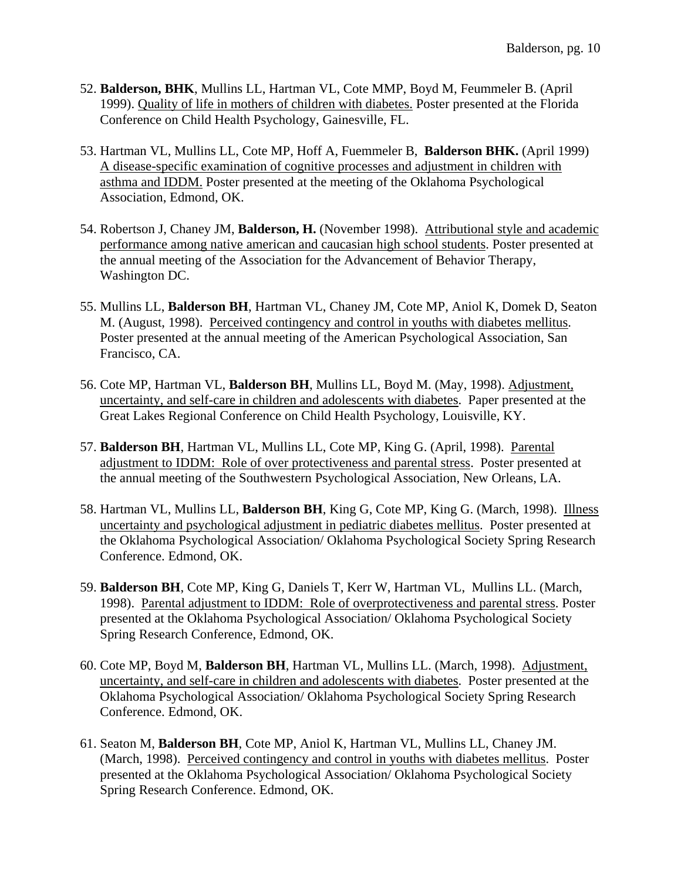52. **Balderson, BHK**, Mullins LL, Hartman VL, Cote MMP, Boyd M, Feummeler B. (April 1999). <u>Quality of life in mothers of children with diabetes.</u> Poster presented at the Florida Conference on Child Health Psychology, Gainesville, FL.

53. Hartman VL, Mullins LL, Cote MP, Hoff A, Fuemmeler B, **Balderson BHK.** (April 1999) <u>A disease-specific examination of cognitive processes and adjustment in children with asthma and IDDM.</u> Poster presented at the meeting of the Oklahoma Psychological Association, Edmond, OK.

54. Robertson J, Chaney JM, **Balderson, H.** (November 1998). <u>Attributional style and academic performance among native american and caucasian high school students</u>. Poster presented at the annual meeting of the Association for the Advancement of Behavior Therapy, Washington DC.

55. Mullins LL, **Balderson BH**, Hartman VL, Chaney JM, Cote MP, Aniol K, Domek D, Seaton M. (August, 1998). <u>Perceived contingency and control in youths with diabetes mellitus</u>. Poster presented at the annual meeting of the American Psychological Association, San Francisco, CA.

56. Cote MP, Hartman VL, **Balderson BH**, Mullins LL, Boyd M. (May, 1998). <u>Adjustment, uncertainty, and self-care in children and adolescents with diabetes</u>. Paper presented at the Great Lakes Regional Conference on Child Health Psychology, Louisville, KY.

57. **Balderson BH**, Hartman VL, Mullins LL, Cote MP, King G. (April, 1998). <u>Parental adjustment to IDDM: Role of over protectiveness and parental stress</u>. Poster presented at the annual meeting of the Southwestern Psychological Association, New Orleans, LA.

58. Hartman VL, Mullins LL, **Balderson BH**, King G, Cote MP, King G. (March, 1998). <u>Illness uncertainty and psychological adjustment in pediatric diabetes mellitus</u>. Poster presented at the Oklahoma Psychological Association/ Oklahoma Psychological Society Spring Research Conference. Edmond, OK.

59. **Balderson BH**, Cote MP, King G, Daniels T, Kerr W, Hartman VL, Mullins LL. (March, 1998). <u>Parental adjustment to IDDM: Role of overprotectiveness and parental stress</u>. Poster presented at the Oklahoma Psychological Association/ Oklahoma Psychological Society Spring Research Conference, Edmond, OK.

60. Cote MP, Boyd M, **Balderson BH**, Hartman VL, Mullins LL. (March, 1998). <u>Adjustment, uncertainty, and self-care in children and adolescents with diabetes</u>. Poster presented at the Oklahoma Psychological Association/ Oklahoma Psychological Society Spring Research Conference. Edmond, OK.

61. Seaton M, **Balderson BH**, Cote MP, Aniol K, Hartman VL, Mullins LL, Chaney JM. (March, 1998). <u>Perceived contingency and control in youths with diabetes mellitus</u>. Poster presented at the Oklahoma Psychological Association/ Oklahoma Psychological Society Spring Research Conference. Edmond, OK.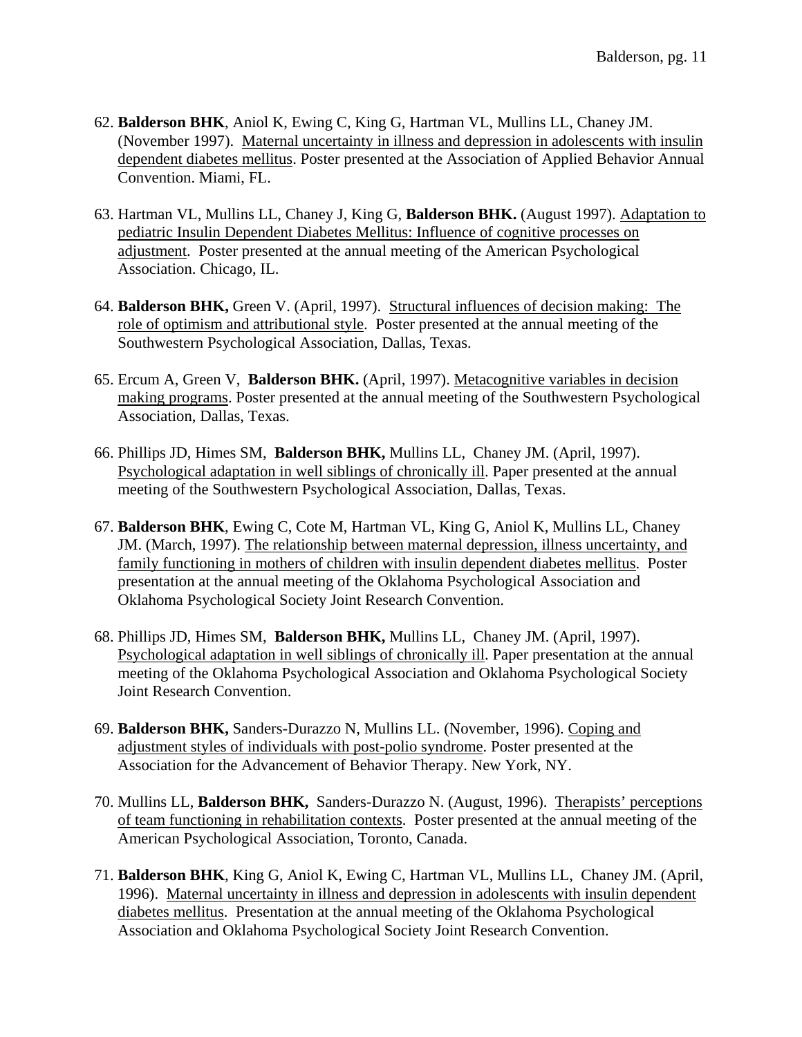62. **Balderson BHK**, Aniol K, Ewing C, King G, Hartman VL, Mullins LL, Chaney JM. (November 1997). Maternal uncertainty in illness and depression in adolescents with insulin dependent diabetes mellitus. Poster presented at the Association of Applied Behavior Annual Convention. Miami, FL.

63. Hartman VL, Mullins LL, Chaney J, King G, **Balderson BHK.** (August 1997). Adaptation to pediatric Insulin Dependent Diabetes Mellitus: Influence of cognitive processes on adjustment. Poster presented at the annual meeting of the American Psychological Association. Chicago, IL.

64. **Balderson BHK,** Green V. (April, 1997). Structural influences of decision making: The role of optimism and attributional style. Poster presented at the annual meeting of the Southwestern Psychological Association, Dallas, Texas.

65. Ercum A, Green V, **Balderson BHK.** (April, 1997). Metacognitive variables in decision making programs. Poster presented at the annual meeting of the Southwestern Psychological Association, Dallas, Texas.

66. Phillips JD, Himes SM, **Balderson BHK,** Mullins LL, Chaney JM. (April, 1997). Psychological adaptation in well siblings of chronically ill. Paper presented at the annual meeting of the Southwestern Psychological Association, Dallas, Texas.

67. **Balderson BHK**, Ewing C, Cote M, Hartman VL, King G, Aniol K, Mullins LL, Chaney JM. (March, 1997). The relationship between maternal depression, illness uncertainty, and family functioning in mothers of children with insulin dependent diabetes mellitus. Poster presentation at the annual meeting of the Oklahoma Psychological Association and Oklahoma Psychological Society Joint Research Convention.

68. Phillips JD, Himes SM, **Balderson BHK,** Mullins LL, Chaney JM. (April, 1997). Psychological adaptation in well siblings of chronically ill. Paper presentation at the annual meeting of the Oklahoma Psychological Association and Oklahoma Psychological Society Joint Research Convention.

69. **Balderson BHK,** Sanders-Durazzo N, Mullins LL. (November, 1996). Coping and adjustment styles of individuals with post-polio syndrome. Poster presented at the Association for the Advancement of Behavior Therapy. New York, NY.

70. Mullins LL, **Balderson BHK,** Sanders-Durazzo N. (August, 1996). Therapists' perceptions of team functioning in rehabilitation contexts. Poster presented at the annual meeting of the American Psychological Association, Toronto, Canada.

71. **Balderson BHK**, King G, Aniol K, Ewing C, Hartman VL, Mullins LL, Chaney JM. (April, 1996). Maternal uncertainty in illness and depression in adolescents with insulin dependent diabetes mellitus. Presentation at the annual meeting of the Oklahoma Psychological Association and Oklahoma Psychological Society Joint Research Convention.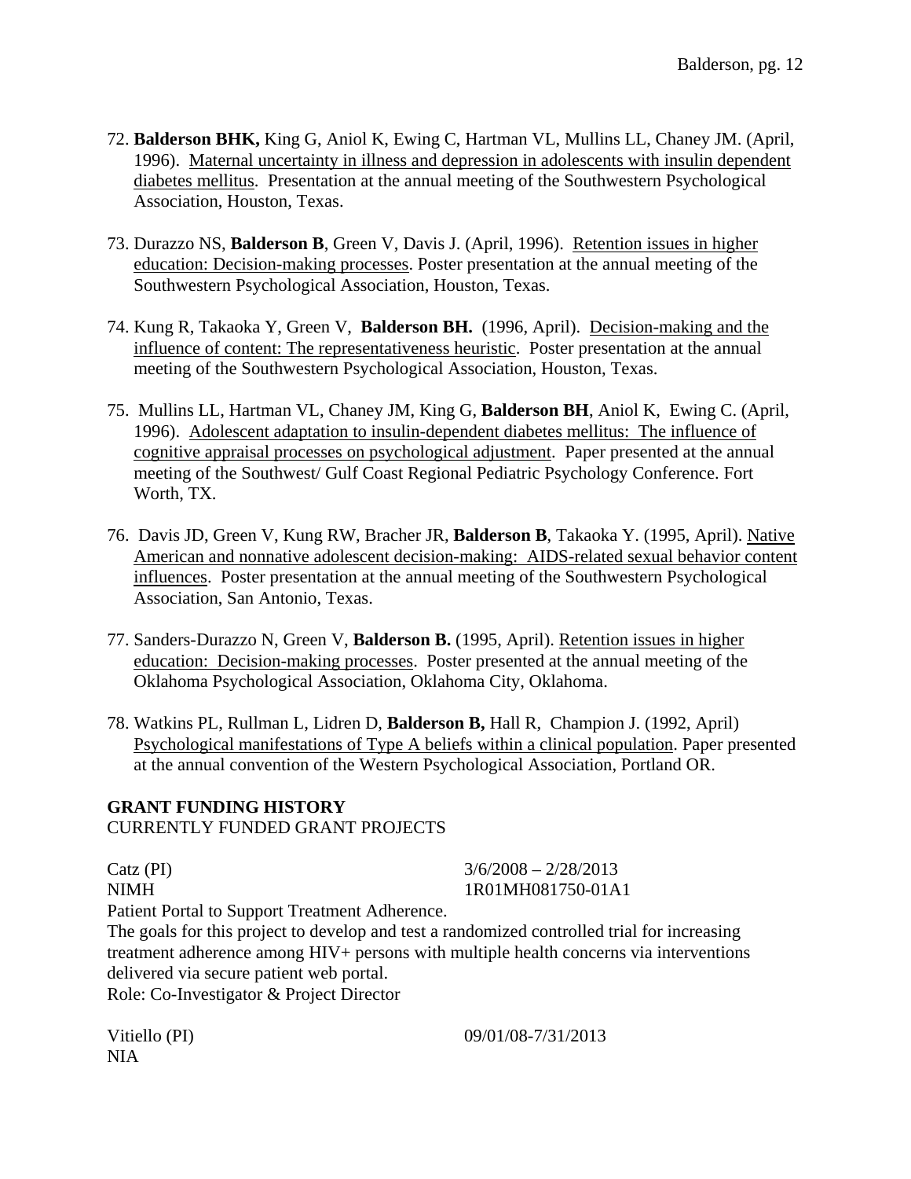72. **Balderson BHK,** King G, Aniol K, Ewing C, Hartman VL, Mullins LL, Chaney JM. (April, 1996). Maternal uncertainty in illness and depression in adolescents with insulin dependent diabetes mellitus. Presentation at the annual meeting of the Southwestern Psychological Association, Houston, Texas.

73. Durazzo NS, **Balderson B**, Green V, Davis J. (April, 1996). Retention issues in higher education: Decision-making processes. Poster presentation at the annual meeting of the Southwestern Psychological Association, Houston, Texas.

74. Kung R, Takaoka Y, Green V, **Balderson BH.** (1996, April). Decision-making and the influence of content: The representativeness heuristic. Poster presentation at the annual meeting of the Southwestern Psychological Association, Houston, Texas.

75. Mullins LL, Hartman VL, Chaney JM, King G, **Balderson BH**, Aniol K, Ewing C. (April, 1996). Adolescent adaptation to insulin-dependent diabetes mellitus: The influence of cognitive appraisal processes on psychological adjustment. Paper presented at the annual meeting of the Southwest/ Gulf Coast Regional Pediatric Psychology Conference. Fort Worth, TX.

76. Davis JD, Green V, Kung RW, Bracher JR, **Balderson B**, Takaoka Y. (1995, April). Native American and nonnative adolescent decision-making: AIDS-related sexual behavior content influences. Poster presentation at the annual meeting of the Southwestern Psychological Association, San Antonio, Texas.

77. Sanders-Durazzo N, Green V, **Balderson B.** (1995, April). Retention issues in higher education: Decision-making processes. Poster presented at the annual meeting of the Oklahoma Psychological Association, Oklahoma City, Oklahoma.

78. Watkins PL, Rullman L, Lidren D, **Balderson B,** Hall R, Champion J. (1992, April) Psychological manifestations of Type A beliefs within a clinical population. Paper presented at the annual convention of the Western Psychological Association, Portland OR.

## GRANT FUNDING HISTORY

CURRENTLY FUNDED GRANT PROJECTS

Catz (PI) 3/6/2008 – 2/28/2013
NIMH 1R01MH081750-01A1
Patient Portal to Support Treatment Adherence.
The goals for this project to develop and test a randomized controlled trial for increasing treatment adherence among HIV+ persons with multiple health concerns via interventions delivered via secure patient web portal.
Role: Co-Investigator & Project Director

Vitiello (PI) 09/01/08-7/31/2013
NIA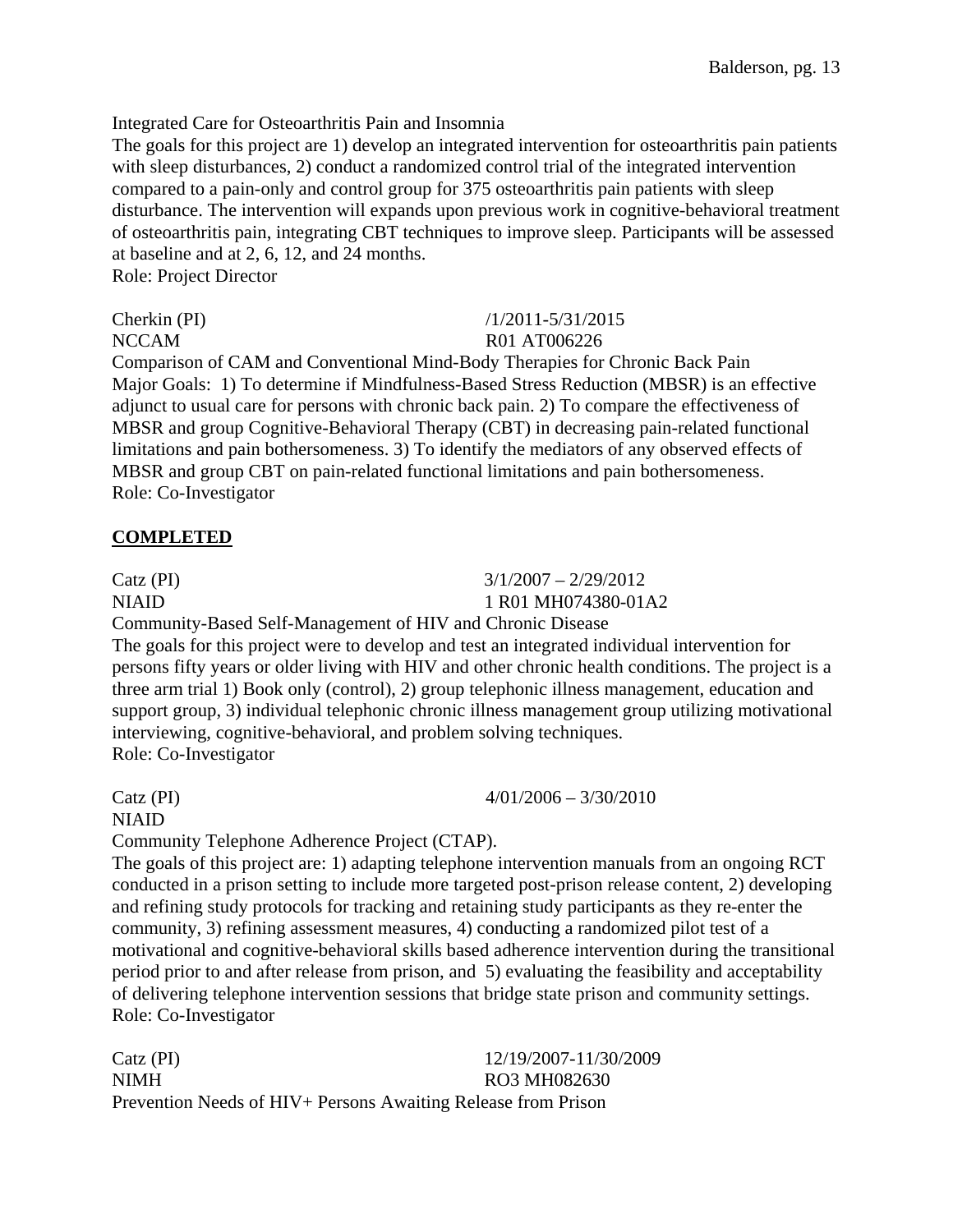Integrated Care for Osteoarthritis Pain and Insomnia
The goals for this project are 1) develop an integrated intervention for osteoarthritis pain patients with sleep disturbances, 2) conduct a randomized control trial of the integrated intervention compared to a pain-only and control group for 375 osteoarthritis pain patients with sleep disturbance. The intervention will expands upon previous work in cognitive-behavioral treatment of osteoarthritis pain, integrating CBT techniques to improve sleep. Participants will be assessed at baseline and at 2, 6, 12, and 24 months.
Role: Project Director

Cherkin (PI) /1/2011-5/31/2015
NCCAM R01 AT006226
Comparison of CAM and Conventional Mind-Body Therapies for Chronic Back Pain
Major Goals: 1) To determine if Mindfulness-Based Stress Reduction (MBSR) is an effective adjunct to usual care for persons with chronic back pain. 2) To compare the effectiveness of MBSR and group Cognitive-Behavioral Therapy (CBT) in decreasing pain-related functional limitations and pain bothersomeness. 3) To identify the mediators of any observed effects of MBSR and group CBT on pain-related functional limitations and pain bothersomeness.
Role: Co-Investigator

**COMPLETED**

Catz (PI) 3/1/2007 – 2/29/2012
NIAID 1 R01 MH074380-01A2
Community-Based Self-Management of HIV and Chronic Disease
The goals for this project were to develop and test an integrated individual intervention for persons fifty years or older living with HIV and other chronic health conditions. The project is a three arm trial 1) Book only (control), 2) group telephonic illness management, education and support group, 3) individual telephonic chronic illness management group utilizing motivational interviewing, cognitive-behavioral, and problem solving techniques.
Role: Co-Investigator

Catz (PI) 4/01/2006 – 3/30/2010
NIAID
Community Telephone Adherence Project (CTAP).
The goals of this project are: 1) adapting telephone intervention manuals from an ongoing RCT conducted in a prison setting to include more targeted post-prison release content, 2) developing and refining study protocols for tracking and retaining study participants as they re-enter the community, 3) refining assessment measures, 4) conducting a randomized pilot test of a motivational and cognitive-behavioral skills based adherence intervention during the transitional period prior to and after release from prison, and 5) evaluating the feasibility and acceptability of delivering telephone intervention sessions that bridge state prison and community settings.
Role: Co-Investigator

Catz (PI) 12/19/2007-11/30/2009
NIMH RO3 MH082630
Prevention Needs of HIV+ Persons Awaiting Release from Prison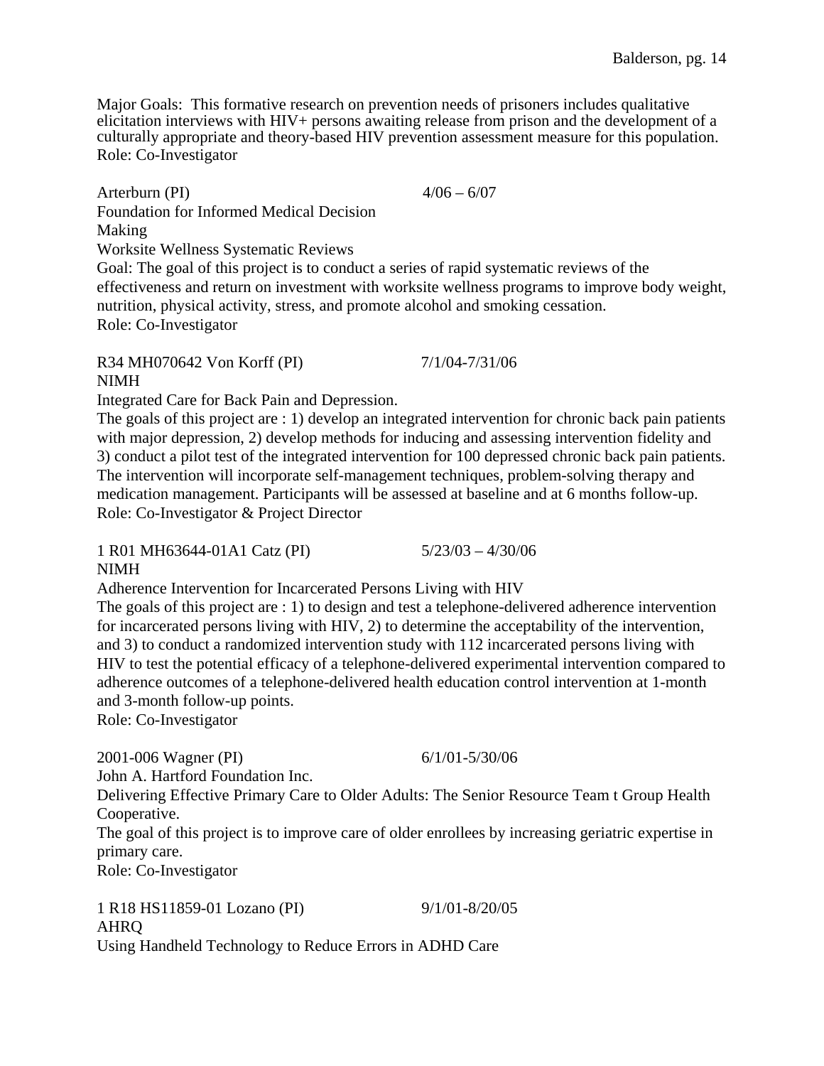Major Goals: This formative research on prevention needs of prisoners includes qualitative elicitation interviews with HIV+ persons awaiting release from prison and the development of a culturally appropriate and theory-based HIV prevention assessment measure for this population.
Role: Co-Investigator

Arterburn (PI) 4/06 – 6/07
Foundation for Informed Medical Decision Making
Worksite Wellness Systematic Reviews
Goal: The goal of this project is to conduct a series of rapid systematic reviews of the effectiveness and return on investment with worksite wellness programs to improve body weight, nutrition, physical activity, stress, and promote alcohol and smoking cessation.
Role: Co-Investigator

R34 MH070642 Von Korff (PI) 7/1/04-7/31/06
NIMH
Integrated Care for Back Pain and Depression.
The goals of this project are : 1) develop an integrated intervention for chronic back pain patients with major depression, 2) develop methods for inducing and assessing intervention fidelity and 3) conduct a pilot test of the integrated intervention for 100 depressed chronic back pain patients. The intervention will incorporate self-management techniques, problem-solving therapy and medication management. Participants will be assessed at baseline and at 6 months follow-up.
Role: Co-Investigator & Project Director

1 R01 MH63644-01A1 Catz (PI) 5/23/03 – 4/30/06
NIMH
Adherence Intervention for Incarcerated Persons Living with HIV
The goals of this project are : 1) to design and test a telephone-delivered adherence intervention for incarcerated persons living with HIV, 2) to determine the acceptability of the intervention, and 3) to conduct a randomized intervention study with 112 incarcerated persons living with HIV to test the potential efficacy of a telephone-delivered experimental intervention compared to adherence outcomes of a telephone-delivered health education control intervention at 1-month and 3-month follow-up points.
Role: Co-Investigator

2001-006 Wagner (PI) 6/1/01-5/30/06
John A. Hartford Foundation Inc.
Delivering Effective Primary Care to Older Adults: The Senior Resource Team t Group Health Cooperative.
The goal of this project is to improve care of older enrollees by increasing geriatric expertise in primary care.
Role: Co-Investigator

1 R18 HS11859-01 Lozano (PI) 9/1/01-8/20/05
AHRQ
Using Handheld Technology to Reduce Errors in ADHD Care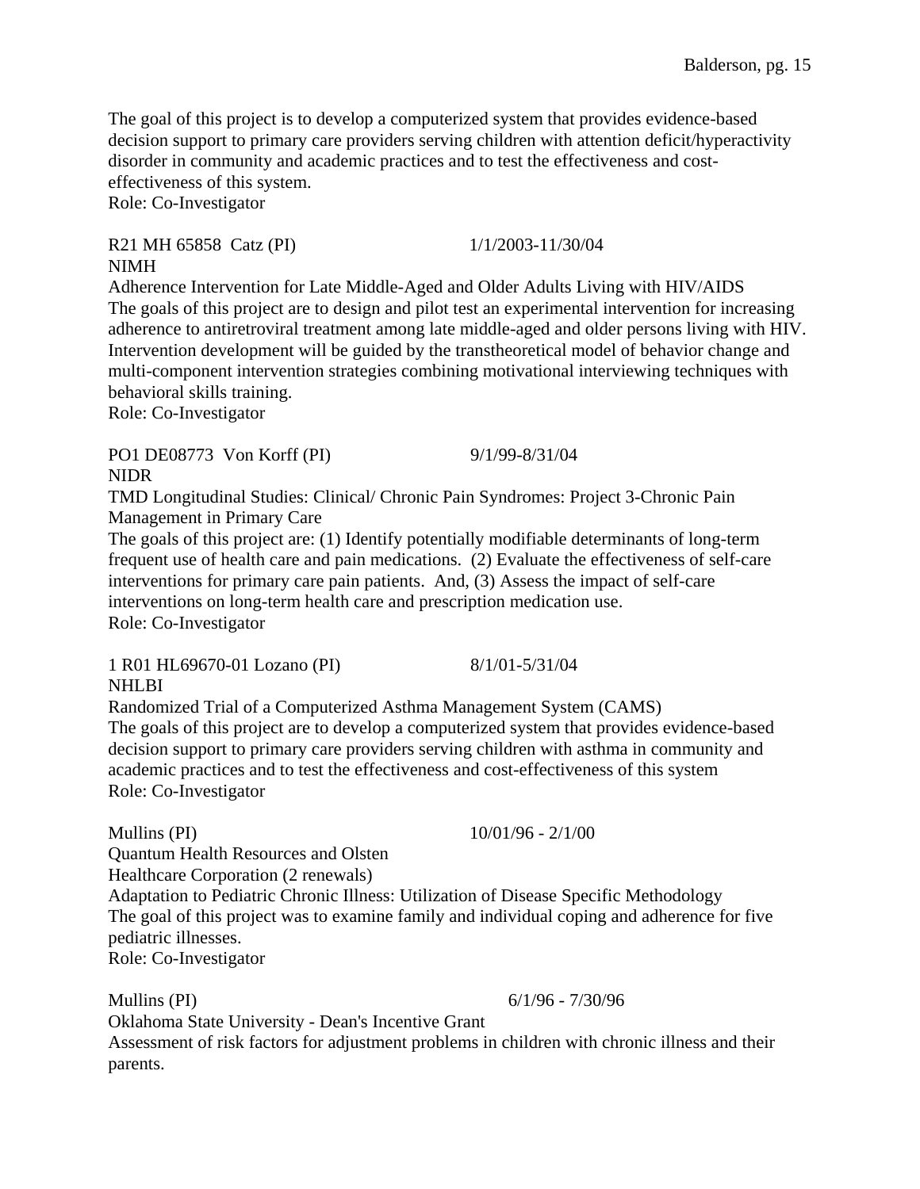The goal of this project is to develop a computerized system that provides evidence-based decision support to primary care providers serving children with attention deficit/hyperactivity disorder in community and academic practices and to test the effectiveness and cost-effectiveness of this system.
Role: Co-Investigator

R21 MH 65858 Catz (PI) 1/1/2003-11/30/04
NIMH
Adherence Intervention for Late Middle-Aged and Older Adults Living with HIV/AIDS
The goals of this project are to design and pilot test an experimental intervention for increasing adherence to antiretroviral treatment among late middle-aged and older persons living with HIV. Intervention development will be guided by the transtheoretical model of behavior change and multi-component intervention strategies combining motivational interviewing techniques with behavioral skills training.
Role: Co-Investigator

PO1 DE08773 Von Korff (PI) 9/1/99-8/31/04
NIDR
TMD Longitudinal Studies: Clinical/ Chronic Pain Syndromes: Project 3-Chronic Pain Management in Primary Care
The goals of this project are: (1) Identify potentially modifiable determinants of long-term frequent use of health care and pain medications. (2) Evaluate the effectiveness of self-care interventions for primary care pain patients. And, (3) Assess the impact of self-care interventions on long-term health care and prescription medication use.
Role: Co-Investigator

1 R01 HL69670-01 Lozano (PI) 8/1/01-5/31/04
NHLBI
Randomized Trial of a Computerized Asthma Management System (CAMS)
The goals of this project are to develop a computerized system that provides evidence-based decision support to primary care providers serving children with asthma in community and academic practices and to test the effectiveness and cost-effectiveness of this system
Role: Co-Investigator

Mullins (PI) 10/01/96 - 2/1/00
Quantum Health Resources and Olsten Healthcare Corporation (2 renewals)
Adaptation to Pediatric Chronic Illness: Utilization of Disease Specific Methodology
The goal of this project was to examine family and individual coping and adherence for five pediatric illnesses.
Role: Co-Investigator

Mullins (PI) 6/1/96 - 7/30/96
Oklahoma State University - Dean's Incentive Grant
Assessment of risk factors for adjustment problems in children with chronic illness and their parents.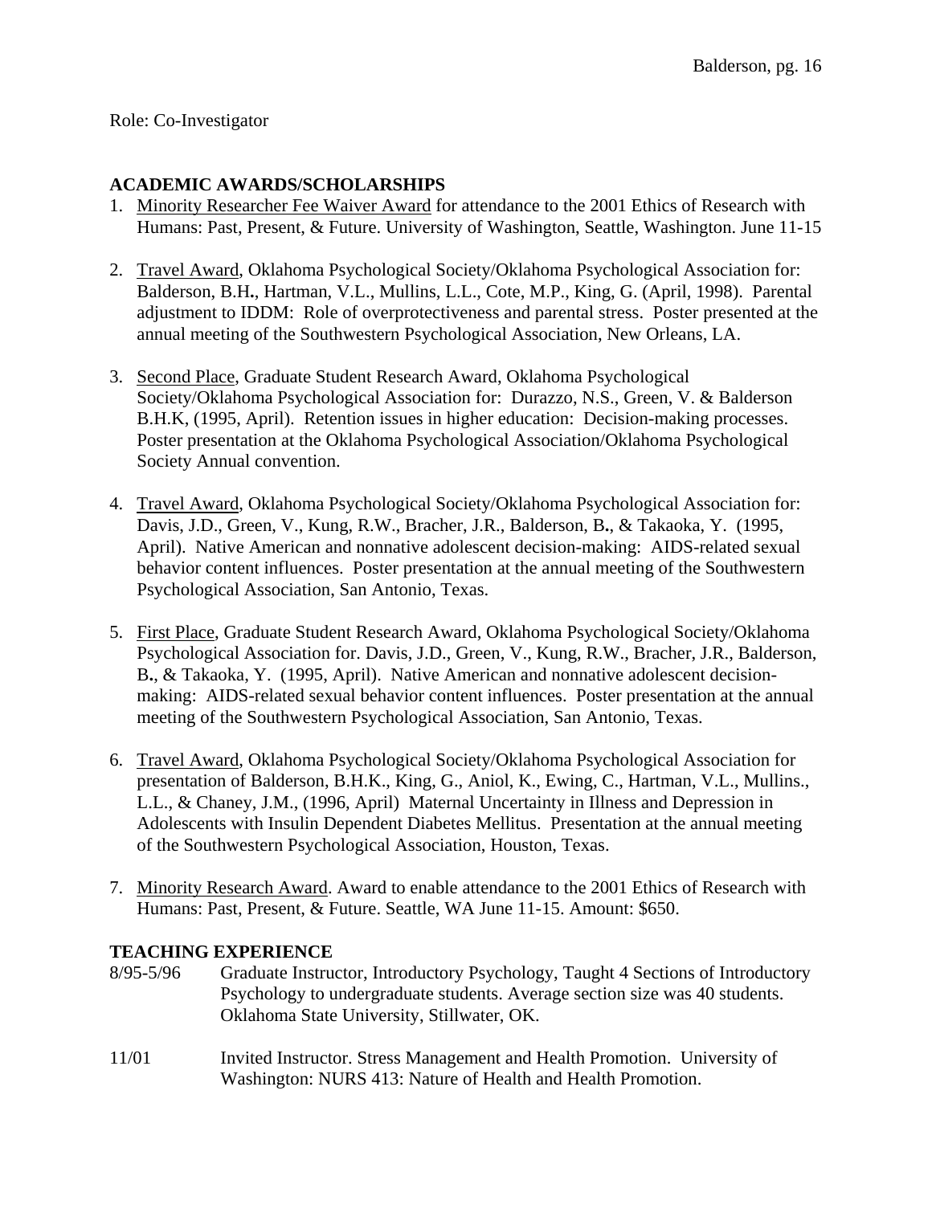Role: Co-Investigator

## ACADEMIC AWARDS/SCHOLARSHIPS

1. Minority Researcher Fee Waiver Award for attendance to the 2001 Ethics of Research with Humans: Past, Present, & Future. University of Washington, Seattle, Washington. June 11-15

2. Travel Award, Oklahoma Psychological Society/Oklahoma Psychological Association for: Balderson, B.H**.**, Hartman, V.L., Mullins, L.L., Cote, M.P., King, G. (April, 1998). Parental adjustment to IDDM: Role of overprotectiveness and parental stress. Poster presented at the annual meeting of the Southwestern Psychological Association, New Orleans, LA.

3. Second Place, Graduate Student Research Award, Oklahoma Psychological Society/Oklahoma Psychological Association for: Durazzo, N.S., Green, V. & Balderson B.H.K, (1995, April). Retention issues in higher education: Decision-making processes. Poster presentation at the Oklahoma Psychological Association/Oklahoma Psychological Society Annual convention.

4. Travel Award, Oklahoma Psychological Society/Oklahoma Psychological Association for: Davis, J.D., Green, V., Kung, R.W., Bracher, J.R., Balderson, B**.**, & Takaoka, Y. (1995, April). Native American and nonnative adolescent decision-making: AIDS-related sexual behavior content influences. Poster presentation at the annual meeting of the Southwestern Psychological Association, San Antonio, Texas.

5. First Place, Graduate Student Research Award, Oklahoma Psychological Society/Oklahoma Psychological Association for. Davis, J.D., Green, V., Kung, R.W., Bracher, J.R., Balderson, B**.**, & Takaoka, Y. (1995, April). Native American and nonnative adolescent decision-making: AIDS-related sexual behavior content influences. Poster presentation at the annual meeting of the Southwestern Psychological Association, San Antonio, Texas.

6. Travel Award, Oklahoma Psychological Society/Oklahoma Psychological Association for presentation of Balderson, B.H.K., King, G., Aniol, K., Ewing, C., Hartman, V.L., Mullins., L.L., & Chaney, J.M., (1996, April) Maternal Uncertainty in Illness and Depression in Adolescents with Insulin Dependent Diabetes Mellitus. Presentation at the annual meeting of the Southwestern Psychological Association, Houston, Texas.

7. Minority Research Award. Award to enable attendance to the 2001 Ethics of Research with Humans: Past, Present, & Future. Seattle, WA June 11-15. Amount: $650.

## TEACHING EXPERIENCE

8/95-5/96 Graduate Instructor, Introductory Psychology, Taught 4 Sections of Introductory Psychology to undergraduate students. Average section size was 40 students. Oklahoma State University, Stillwater, OK.

11/01 Invited Instructor. Stress Management and Health Promotion. University of Washington: NURS 413: Nature of Health and Health Promotion.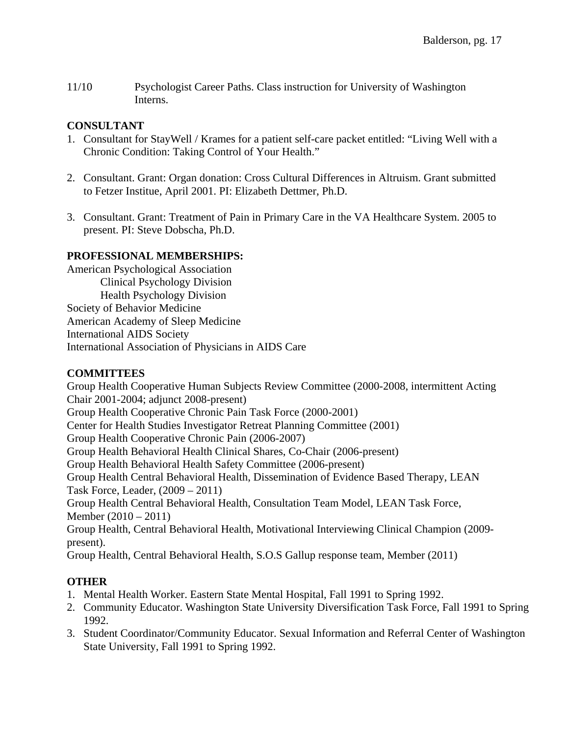11/10 Psychologist Career Paths. Class instruction for University of Washington Interns.

**CONSULTANT**

1. Consultant for StayWell / Krames for a patient self-care packet entitled: "Living Well with a Chronic Condition: Taking Control of Your Health."

2. Consultant. Grant: Organ donation: Cross Cultural Differences in Altruism. Grant submitted to Fetzer Institue, April 2001. PI: Elizabeth Dettmer, Ph.D.

3. Consultant. Grant: Treatment of Pain in Primary Care in the VA Healthcare System. 2005 to present. PI: Steve Dobscha, Ph.D.

**PROFESSIONAL MEMBERSHIPS:**

American Psychological Association
    Clinical Psychology Division
    Health Psychology Division
Society of Behavior Medicine
American Academy of Sleep Medicine
International AIDS Society
International Association of Physicians in AIDS Care

**COMMITTEES**

Group Health Cooperative Human Subjects Review Committee (2000-2008, intermittent Acting Chair 2001-2004; adjunct 2008-present)
Group Health Cooperative Chronic Pain Task Force (2000-2001)
Center for Health Studies Investigator Retreat Planning Committee (2001)
Group Health Cooperative Chronic Pain (2006-2007)
Group Health Behavioral Health Clinical Shares, Co-Chair (2006-present)
Group Health Behavioral Health Safety Committee (2006-present)
Group Health Central Behavioral Health, Dissemination of Evidence Based Therapy, LEAN Task Force, Leader, (2009 – 2011)
Group Health Central Behavioral Health, Consultation Team Model, LEAN Task Force, Member (2010 – 2011)
Group Health, Central Behavioral Health, Motivational Interviewing Clinical Champion (2009-present).
Group Health, Central Behavioral Health, S.O.S Gallup response team, Member (2011)

**OTHER**

1. Mental Health Worker. Eastern State Mental Hospital, Fall 1991 to Spring 1992.
2. Community Educator. Washington State University Diversification Task Force, Fall 1991 to Spring 1992.
3. Student Coordinator/Community Educator. Sexual Information and Referral Center of Washington State University, Fall 1991 to Spring 1992.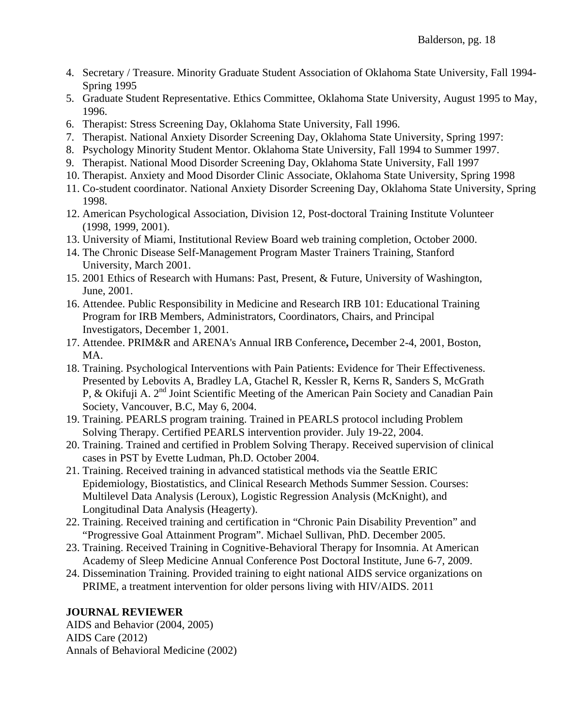4. Secretary / Treasure. Minority Graduate Student Association of Oklahoma State University, Fall 1994-Spring 1995
5. Graduate Student Representative. Ethics Committee, Oklahoma State University, August 1995 to May, 1996.
6. Therapist: Stress Screening Day, Oklahoma State University, Fall 1996.
7. Therapist. National Anxiety Disorder Screening Day, Oklahoma State University, Spring 1997:
8. Psychology Minority Student Mentor. Oklahoma State University, Fall 1994 to Summer 1997.
9. Therapist. National Mood Disorder Screening Day, Oklahoma State University, Fall 1997
10. Therapist. Anxiety and Mood Disorder Clinic Associate, Oklahoma State University, Spring 1998
11. Co-student coordinator. National Anxiety Disorder Screening Day, Oklahoma State University, Spring 1998.
12. American Psychological Association, Division 12, Post-doctoral Training Institute Volunteer (1998, 1999, 2001).
13. University of Miami, Institutional Review Board web training completion, October 2000.
14. The Chronic Disease Self-Management Program Master Trainers Training, Stanford University, March 2001.
15. 2001 Ethics of Research with Humans: Past, Present, & Future, University of Washington, June, 2001.
16. Attendee. Public Responsibility in Medicine and Research IRB 101: Educational Training Program for IRB Members, Administrators, Coordinators, Chairs, and Principal Investigators, December 1, 2001.
17. Attendee. PRIM&R and ARENA's Annual IRB Conference**,** December 2-4, 2001, Boston, MA.
18. Training. Psychological Interventions with Pain Patients: Evidence for Their Effectiveness. Presented by Lebovits A, Bradley LA, Gtachel R, Kessler R, Kerns R, Sanders S, McGrath P, & Okifuji A. 2nd Joint Scientific Meeting of the American Pain Society and Canadian Pain Society, Vancouver, B.C, May 6, 2004.
19. Training. PEARLS program training. Trained in PEARLS protocol including Problem Solving Therapy. Certified PEARLS intervention provider. July 19-22, 2004.
20. Training. Trained and certified in Problem Solving Therapy. Received supervision of clinical cases in PST by Evette Ludman, Ph.D. October 2004.
21. Training. Received training in advanced statistical methods via the Seattle ERIC Epidemiology, Biostatistics, and Clinical Research Methods Summer Session. Courses: Multilevel Data Analysis (Leroux), Logistic Regression Analysis (McKnight), and Longitudinal Data Analysis (Heagerty).
22. Training. Received training and certification in "Chronic Pain Disability Prevention" and "Progressive Goal Attainment Program". Michael Sullivan, PhD. December 2005.
23. Training. Received Training in Cognitive-Behavioral Therapy for Insomnia. At American Academy of Sleep Medicine Annual Conference Post Doctoral Institute, June 6-7, 2009.
24. Dissemination Training. Provided training to eight national AIDS service organizations on PRIME, a treatment intervention for older persons living with HIV/AIDS. 2011

**JOURNAL REVIEWER**

AIDS and Behavior (2004, 2005)
AIDS Care (2012)
Annals of Behavioral Medicine (2002)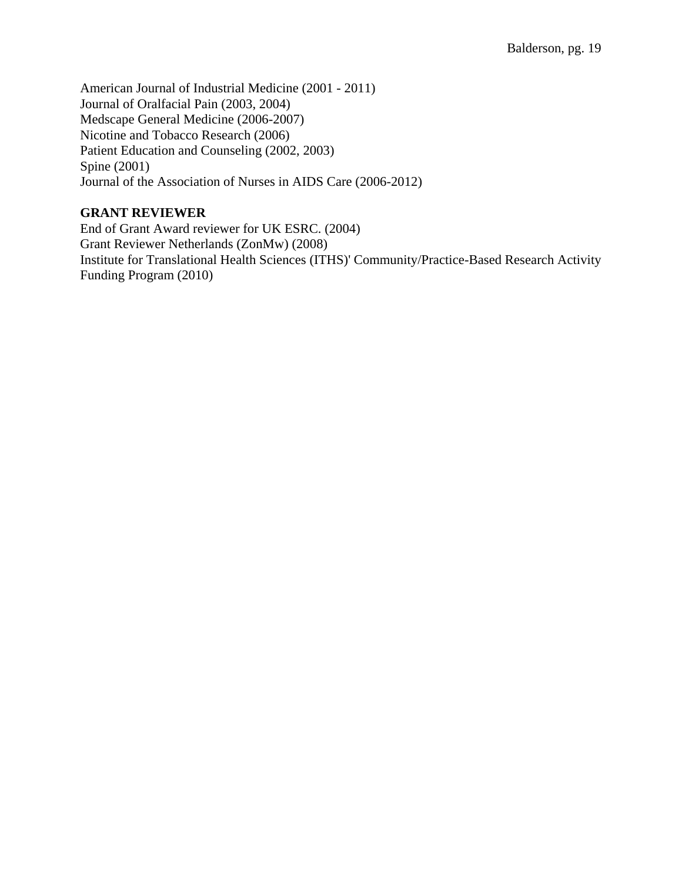American Journal of Industrial Medicine (2001 - 2011)
Journal of Oralfacial Pain (2003, 2004)
Medscape General Medicine (2006-2007)
Nicotine and Tobacco Research (2006)
Patient Education and Counseling (2002, 2003)
Spine (2001)
Journal of the Association of Nurses in AIDS Care (2006-2012)

**GRANT REVIEWER**

End of Grant Award reviewer for UK ESRC. (2004)
Grant Reviewer Netherlands (ZonMw) (2008)
Institute for Translational Health Sciences (ITHS)' Community/Practice-Based Research Activity Funding Program (2010)